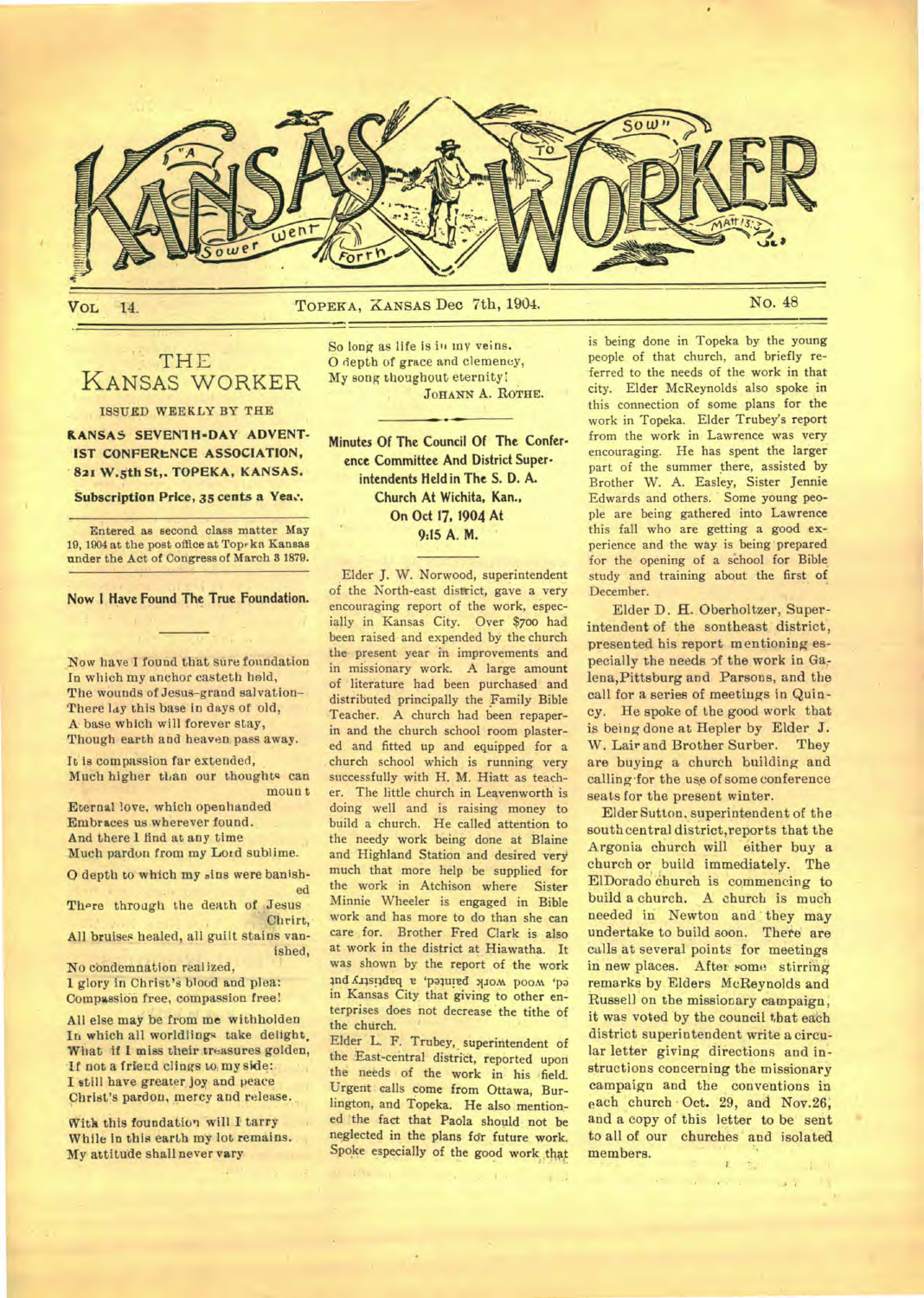# KANSAS WORKER

"A Sower went Forth To Sow" Matt 13:3

VOL 14. TOPEKA, KANSAS Dec 7th, 1904. No. 48

## THE KANSAS WORKER

ISSUED WEEKLY BY THE

**KANSAS SEVENTH-DAY ADVENTIST CONFERENCE ASSOCIATION, 821 W.5th St,. TOPEKA, KANSAS.**

**Subscription Price, 35 cents a Year.**

Entered as second class matter May 19, 1904 at the post office at Topeka Kansas under the Act of Congress of March 3 1879.

## Now I Have Found The True Foundation.

Now have I found that sure foundation
In which my anchor casteth hold,
The wounds of Jesus-grand salvation-
There lay this base in days of old,
A base which will forever stay,
Though earth and heaven pass away.

It is compassion far extended,
Much higher than our thoughts can mount
Eternal love, which openhanded
Embraces us wherever found.
And there I find at any time
Much pardon from my Lord sublime.

O depth to which my sins were banished
There through the death of Jesus Christ,
All bruises healed, all guilt stains vanished,
No condemnation realized,
I glory in Christ's blood and plea:
Compassion free, compassion free!

All else may be from me withholden
In which all worldlings take delight,
What if I miss their treasures golden,
If not a friend clings to my side:
I still have greater joy and peace
Christ's pardon, mercy and release.

With this foundation will I tarry
While in this earth my lot remains.
My attitude shall never vary
So long as life is in my veins.
O depth of grace and clemency,
My song throughout eternity!

JOHANN A. ROTHE.

## Minutes Of The Council Of The Conference Committee And District Superintendents Held in The S. D. A. Church At Wichita, Kan., On Oct 17, 1904 At 9:15 A. M.

Elder J. W. Norwood, superintendent of the North-east district, gave a very encouraging report of the work, especially in Kansas City. Over $700 had been raised and expended by the church the present year in improvements and in missionary work. A large amount of literature had been purchased and distributed principally the Family Bible Teacher. A church had been repaperin and the church school room plastered and fitted up and equipped for a church school which is running very successfully with H. M. Hiatt as teacher. The little church in Leavenworth is doing well and is raising money to build a church. He called attention to the needy work being done at Blaine and Highland Station and desired very much that more help be supplied for the work in Atchison where Sister Minnie Wheeler is engaged in Bible work and has more to do than she can care for. Brother Fred Clark is also at work in the district at Hiawatha. It was shown by the report of the work in Kansas City that giving to other enterprises does not decrease the tithe of the church.

Elder L. F. Trubey, superintendent of the East-central district, reported upon the needs of the work in his field. Urgent calls come from Ottawa, Burlington, and Topeka. He also mentioned the fact that Paola should not be neglected in the plans for future work. Spoke especially of the good work that is being done in Topeka by the young people of that church, and briefly referred to the needs of the work in that city. Elder McReynolds also spoke in this connection of some plans for the work in Topeka. Elder Trubey's report from the work in Lawrence was very encouraging. He has spent the larger part of the summer there, assisted by Brother W. A. Easley, Sister Jennie Edwards and others. Some young people are being gathered into Lawrence this fall who are getting a good experience and the way is being prepared for the opening of a school for Bible study and training about the first of December.

Elder D. H. Oberholtzer, Superintendent of the southeast district, presented his report mentioning especially the needs of the work in Galena, Pittsburg and Parsons, and the call for a series of meetings in Quincy. He spoke of the good work that is being done at Hepler by Elder J. W. Lair and Brother Surber. They are buying a church building and calling for the use of some conference seats for the present winter.

Elder Sutton, superintendent of the south central district, reports that the Argonia church will either buy a church or build immediately. The ElDorado church is commencing to build a church. A church is much needed in Newton and they may undertake to build soon. There are calls at several points for meetings in new places. After some stirring remarks by Elders McReynolds and Russell on the missionary campaign, it was voted by the council that each district superintendent write a circular letter giving directions and instructions concerning the missionary campaign and the conventions in each church Oct. 29, and Nov.26, and a copy of this letter to be sent to all of our churches and isolated members.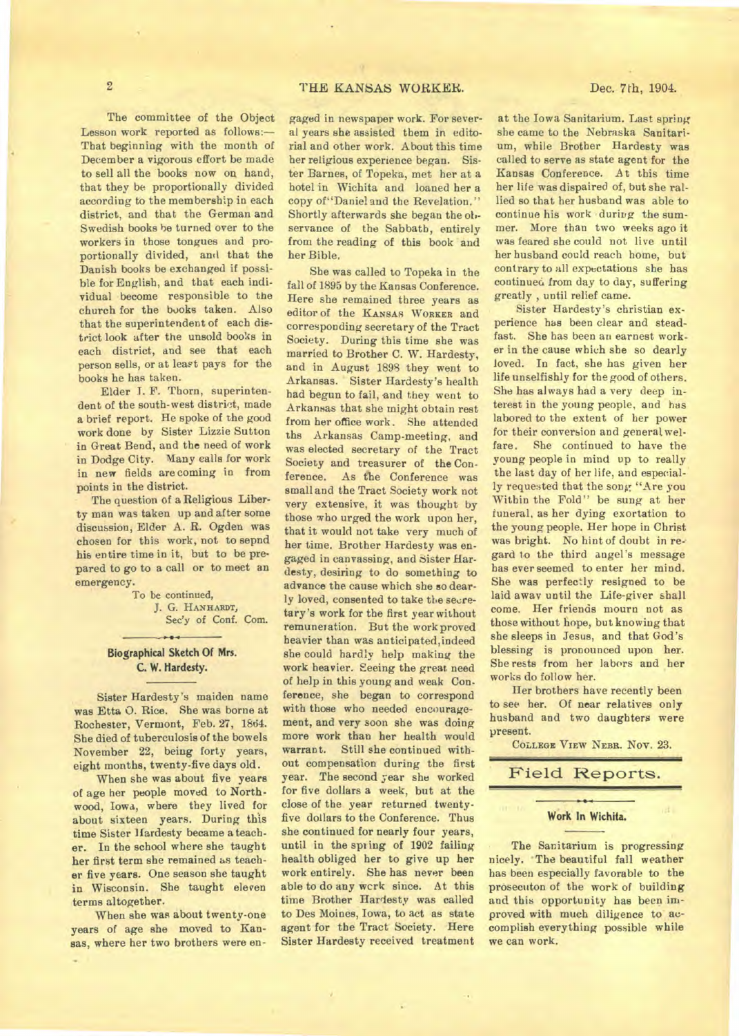The committee of the Object Lesson work reported as follows:— That beginning with the month of December a vigorous effort be made to sell all the books now on hand, that they be proportionally divided according to the membership in each district, and that the German and Swedish books be turned over to the workers in those tongues and proportionally divided, and that the Danish books be exchanged if possible for English, and that each individual become responsible to the church for the books taken. Also that the superintendent of each district look after the unsold books in each district, and see that each person sells, or at least pays for the books he has taken.

Elder I. F. Thorn, superintendent of the south-west district, made a brief report. He spoke of the good work done by Sister Lizzie Sutton in Great Bend, and the need of work in Dodge City. Many calls for work in new fields are coming in from points in the district.

The question of a Religious Liberty man was taken up and after some discussion, Elder A. R. Ogden was chosen for this work, not to sepnd his entire time in it, but to be prepared to go to a call or to meet an emergency.

To be continued,
J. G. HANHARDT,
Sec'y of Conf. Com.

## Biographical Sketch Of Mrs. C. W. Hardesty.

Sister Hardesty's maiden name was Etta O. Rice. She was borne at Rochester, Vermont, Feb. 27, 1864. She died of tuberculosis of the bowels November 22, being forty years, eight months, twenty-five days old.

When she was about five years of age her people moved to Northwood, Iowa, where they lived for about sixteen years. During this time Sister Hardesty became a teacher. In the school where she taught her first term she remained as teacher five years. One season she taught in Wisconsin. She taught eleven terms altogether.

When she was about twenty-one years of age she moved to Kansas, where her two brothers were engaged in newspaper work. For several years she assisted them in editorial and other work. About this time her religious experience began. Sister Barnes, of Topeka, met her at a hotel in Wichita and loaned her a copy of "Daniel and the Revelation." Shortly afterwards she began the observance of the Sabbath, entirely from the reading of this book and her Bible.

She was called to Topeka in the fall of 1895 by the Kansas Conference. Here she remained three years as editor of the KANSAS WORKER and corresponding secretary of the Tract Society. During this time she was married to Brother C. W. Hardesty, and in August 1898 they went to Arkansas. Sister Hardesty's health had begun to fail, and they went to Arkansas that she might obtain rest from her office work. She attended the Arkansas Camp-meeting, and was elected secretary of the Tract Society and treasurer of the Conference. As the Conference was small and the Tract Society work not very extensive, it was thought by those who urged the work upon her, that it would not take very much of her time. Brother Hardesty was engaged in canvassing, and Sister Hardesty, desiring to do something to advance the cause which she so dearly loved, consented to take the secretary's work for the first year without remuneration. But the work proved heavier than was anticipated, indeed she could hardly help making the work heavier. Seeing the great need of help in this young and weak Conference, she began to correspond with those who needed encouragement, and very soon she was doing more work than her health would warrant. Still she continued without compensation during the first year. The second year she worked for five dollars a week, but at the close of the year returned twenty-five dollars to the Conference. Thus she continued for nearly four years, until in the spring of 1902 failing health obliged her to give up her work entirely. She has never been able to do any work since. At this time Brother Hardesty was called to Des Moines, Iowa, to act as state agent for the Tract Society. Here Sister Hardesty received treatment at the Iowa Sanitarium. Last spring she came to the Nebraska Sanitarium, while Brother Hardesty was called to serve as state agent for the Kansas Conference. At this time her life was dispaired of, but she rallied so that her husband was able to continue his work during the summer. More than two weeks ago it was feared she could not live until her husband could reach home, but contrary to all expectations she has continued from day to day, suffering greatly, until relief came.

Sister Hardesty's christian experience has been clear and steadfast. She has been an earnest worker in the cause which she so dearly loved. In fact, she has given her life unselfishly for the good of others. She has always had a very deep interest in the young people, and has labored to the extent of her power for their conversion and general welfare. She continued to have the young people in mind up to really the last day of her life, and especially requested that the song "Are you Within the Fold" be sung at her funeral, as her dying exortation to the young people. Her hope in Christ was bright. No hint of doubt in regard to the third angel's message has ever seemed to enter her mind. She was perfectly resigned to be laid away until the Life-giver shall come. Her friends mourn not as those without hope, but knowing that she sleeps in Jesus, and that God's blessing is pronounced upon her. She rests from her labors and her works do follow her.

Her brothers have recently been to see her. Of near relatives only husband and two daughters were present.

COLLEGE VIEW NEBR. NOV. 23.

# Field Reports.

## Work In Wichita.

The Sanitarium is progressing nicely. The beautiful fall weather has been especially favorable to the prosecuton of the work of building and this opportunity has been improved with much diligence to accomplish everything possible while we can work.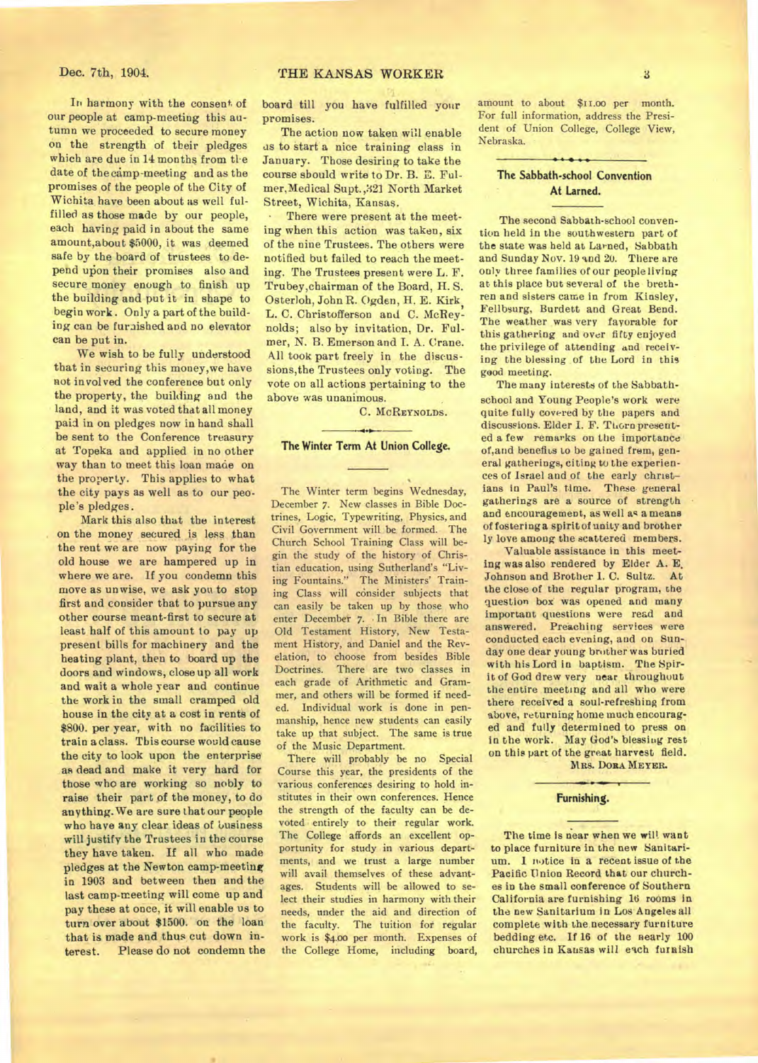In harmony with the consent of our people at camp-meeting this autumn we proceeded to secure money on the strength of their pledges which are due in 14 months from the date of the camp-meeting and as the promises of the people of the City of Wichita have been about as well fulfilled as those made by our people, each having paid in about the same amount, about $5000, it was deemed safe by the board of trustees to depend upon their promises also and secure money enough to finish up the building and put it in shape to begin work. Only a part of the building can be furnished and no elevator can be put in.

We wish to be fully understood that in securing this money, we have not involved the conference but only the property, the building and the land, and it was voted that all money paid in on pledges now in hand shall be sent to the Conference treasury at Topeka and applied in no other way than to meet this loan made on the property. This applies to what the city pays as well as to our people's pledges.

Mark this also that the interest on the money secured is less than the rent we are now paying for the old house we are hampered up in where we are. If you condemn this move as unwise, we ask you to stop first and consider that to pursue any other course meant-first to secure at least half of this amount to pay up present bills for machinery and the heating plant, then to board up the doors and windows, close up all work and wait a whole year and continue the work in the small cramped old house in the city at a cost in rents of $800. per year, with no facilities to train a class. This course would cause the city to look upon the enterprise as dead and make it very hard for those who are working so nobly to raise their part of the money, to do anything. We are sure that our people who have any clear ideas of business will justify the Trustees in the course they have taken. If all who made pledges at the Newton camp-meeting in 1903 and between then and the last camp-meeting will come up and pay these at once, it will enable us to turn over about $1500. on the loan that is made and thus cut down interest. Please do not condemn the board till you have fulfilled your promises.

The action now taken will enable us to start a nice training class in January. Those desiring to take the course should write to Dr. B. E. Fulmer, Medical Supt., 321 North Market Street, Wichita, Kansas.

There were present at the meeting when this action was taken, six of the nine Trustees. The others were notified but failed to reach the meeting. The Trustees present were L. F. Trubey, chairman of the Board, H. S. Osterloh, John R. Ogden, H. E. Kirk, L. C. Christofferson and C. McReynolds; also by invitation, Dr. Fulmer, N. B. Emerson and I. A. Crane. All took part freely in the discussions, the Trustees only voting. The vote on all actions pertaining to the above was unanimous.

C. McREYNOLDS.

## The Winter Term At Union College.

The Winter term begins Wednesday, December 7. New classes in Bible Doctrines, Logic, Typewriting, Physics, and Civil Government will be formed. The Church School Training Class will begin the study of the history of Christian education, using Sutherland's "Living Fountains." The Ministers' Training Class will consider subjects that can easily be taken up by those who enter December 7. In Bible there are Old Testament History, New Testament History, and Daniel and the Revelation, to choose from besides Bible Doctrines. There are two classes in each grade of Arithmetic and Grammer, and others will be formed if needed. Individual work is done in penmanship, hence new students can easily take up that subject. The same is true of the Music Department.

There will probably be no Special Course this year, the presidents of the various conferences desiring to hold institutes in their own conferences. Hence the strength of the faculty can be devoted entirely to their regular work. The College affords an excellent opportunity for study in various departments, and we trust a large number will avail themselves of these advantages. Students will be allowed to select their studies in harmony with their needs, under the aid and direction of the faculty. The tuition for regular work is $4.00 per month. Expenses of the College Home, including board, amount to about $11.00 per month. For full information, address the President of Union College, College View, Nebraska.

## The Sabbath-school Convention At Larned.

The second Sabbath-school convention held in the southwestern part of the state was held at Larned, Sabbath and Sunday Nov. 19 and 20. There are only three families of our people living at this place but several of the brethren and sisters came in from Kinsley, Fellbsurg, Burdett and Great Bend. The weather was very favorable for this gathering and over fifty enjoyed the privilege of attending and receiving the blessing of the Lord in this good meeting.

The many interests of the Sabbath-school and Young People's work were quite fully covered by the papers and discussions. Elder I. F. Thorn presented a few remarks on the importance of, and benefits to be gained from, general gatherings, citing to the experiences of Israel and of the early christians in Paul's time. These general gatherings are a source of strength and encouragement, as well as a means of fostering a spirit of unity and brotherly love among the scattered members.

Valuable assistance in this meeting was also rendered by Elder A. E. Johnson and Brother I. C. Sultz. At the close of the regular program, the question box was opened and many important questions were read and answered. Preaching services were conducted each evening, and on Sunday one dear young brother was buried with his Lord in baptism. The Spirit of God drew very near throughout the entire meeting and all who were there received a soul-refreshing from above, returning home much encouraged and fully determined to press on in the work. May God's blessing rest on this part of the great harvest field.

MRS. DORA MEYER.

## Furnishing.

The time is near when we will want to place furniture in the new Sanitarium. I notice in a recent issue of the Pacific Union Record that our churches in the small conference of Southern California are furnishing 16 rooms in the new Sanitarium in Los Angeles all complete with the necessary furniture bedding etc. If 16 of the nearly 100 churches in Kansas will each furnish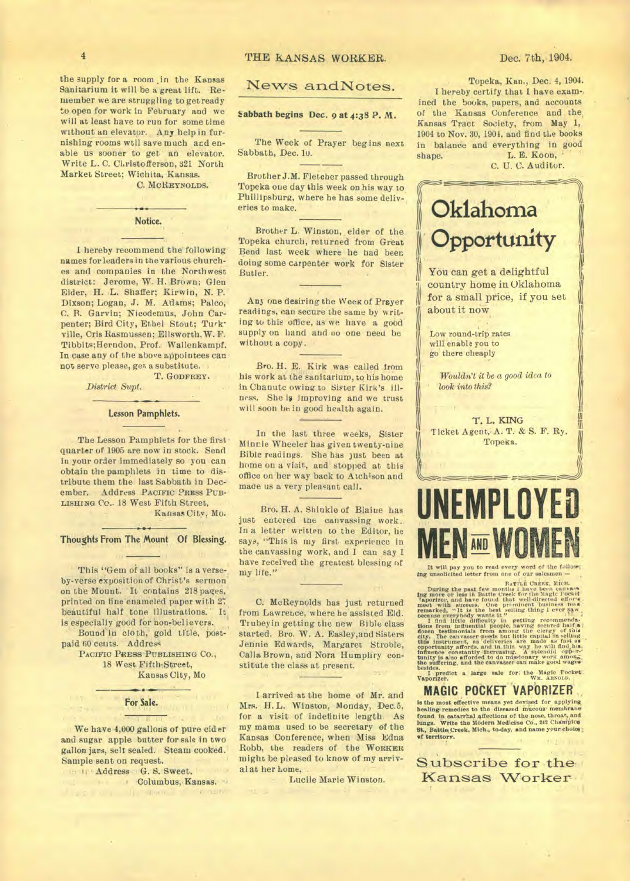the supply for a room in the Kansas Sanitarium it will be a great lift. Remember we are struggling to get ready to open for work in February and we will at least have to run for some time without an elevator. Any help in furnishing rooms will save much and enable us sooner to get an elevator. Write L. C. Christofferson, 321 North Market Street; Wichita, Kansas.

C. MCREYNOLDS.

### Notice.

I hereby recommend the following names for leaders in the various churches and companies in the Northwest district: Jerome, W. H. Brown; Glen Elder, H. L. Shaffer; Kirwin, N. P. Dixson; Logan, J. M. Adams; Palco, C. R. Garvin; Nicodemus, John Carpenter; Bird City, Ethel Stout; Turkville, Cris Rasmussen; Ellsworth, W. F. Tibbits; Herndon, Prof. Wallenkampf. In case any of the above appointees can not serve please, get a substitute.

T. GODFREY.

*District Supt.*

### Lesson Pamphlets.

The Lesson Pamphlets for the first quarter of 1905 are now in stock. Send in your order immediately so you can obtain the pamphlets in time to distribute them the last Sabbath in December. Address PACIFIC PRESS PUBLISHING CO., 18 West Fifth Street, Kansas City, Mo.

### Thoughts From The Mount Of Blessing.

This "Gem of all books" is a verse-by-verse exposition of Christ's sermon on the Mount. It contains 218 pages, printed on fine enameled paper with 27 beautiful half tone illustrations. It is especially good for non-believers.

Bound in cloth, gold title, postpaid 60 cents. Address

PACIFIC PRESS PUBLISHING CO.,
18 West Fifth Street,
Kansas City, Mo

### For Sale.

We have 4,000 gallons of pure cider and sugar apple butter for sale in two gallon jars, self sealed. Steam cooked. Sample sent on request.

Address G. S. Sweet,
Columbus, Kansas.

## News and Notes.

**Sabbath begins Dec. 9 at 4:38 P. M.**

The Week of Prayer begins next Sabbath, Dec. 10.

Brother J. M. Fletcher passed through Topeka one day this week on his way to Phillipsburg, where he has some deliveries to make.

Brother L. Winston, elder of the Topeka church, returned from Great Bend last week where he had been doing some carpenter work for Sister Butler.

Any one desiring the Week of Prayer readings, can secure the same by writing to this office, as we have a good supply on hand and no one need be without a copy.

Bro. H. E. Kirk was called from his work at the sanitarium, to his home in Chanute owing to Sister Kirk's illness. She is improving and we trust will soon be in good health again.

In the last three weeks, Sister Minnie Wheeler has given twenty-nine Bible readings. She has just been at home on a visit, and stopped at this office on her way back to Atchison and made us a very pleasant call.

Bro. H. A. Shinkle of Blaine has just entered the canvassing work. In a letter written to the Editor, he says, "This is my first experience in the canvassing work, and I can say I have received the greatest blessing of my life."

C. McReynolds has just returned from Lawrence, where he assisted Eld. Trubey in getting the new Bible class started. Bro. W. A. Easley, and Sisters Jennie Edwards, Margaret Stroble, Calla Brown, and Nora Humphry constitute the class at present.

I arrived at the home of Mr. and Mrs. H. L. Winston, Monday, Dec. 5, for a visit of indefinite length. As my mama used to be secretary of the Kansas Conference, when Miss Edna Robb, the readers of the WORKER might be pleased to know of my arrival at her home.

Lucile Marie Winston.

Topeka, Kan., Dec. 4, 1904.

I hereby certify that I have examined the books, papers, and accounts of the Kansas Conference and the Kansas Tract Society, from May 1, 1904 to Nov. 30, 1904, and find the books in balance and everything in good shape.

L. E. Koon,
C. U. C. Auditor.

# Oklahoma Opportunity

You can get a delightful country home in Oklahoma for a small price, if you set about it now

Low round-trip rates will enable you to go there cheaply

*Wouldn't it be a good idea to look into this?*

T. L. KING
Ticket Agent, A. T. & S. F. Ry.
Topeka.

# UNEMPLOYED MEN AND WOMEN

It will pay you to read every word of the following unsolicited letter from one of our salesmen —

BATTLE CREEK, MICH.

During the past few months I have been canvassing more or less in Battle Creek for the Magic Pocket Vaporizer, and have found that well-directed efforts meet with success. One prominent business man remarked, "It is the best selling thing I ever saw because everybody wants it."

I find little difficulty in getting recommendations from influential people, having secured half a dozen testimonials from among the clergy of this city. The canvasser needs but little capital in selling this instrument, as deliveries are made as fast as opportunity affords, and in this way he will find his influence constantly increasing. A splendid opportunity is also afforded to do missionary work among the suffering, and the canvasser can make good wages besides.

I predict a large sale for the Magic Pocket Vaporizer.

WM. ARNOLD.

## MAGIC POCKET VAPORIZER

is the most effective means yet devised for applying healing remedies to the diseased mucous membrane found in catarrhal affections of the nose, throat, and lungs. Write the Modern Medicine Co., 242 Champion St., Battle Creek, Mich., to-day, and name your choice of territory.

## Subscribe for the Kansas Worker